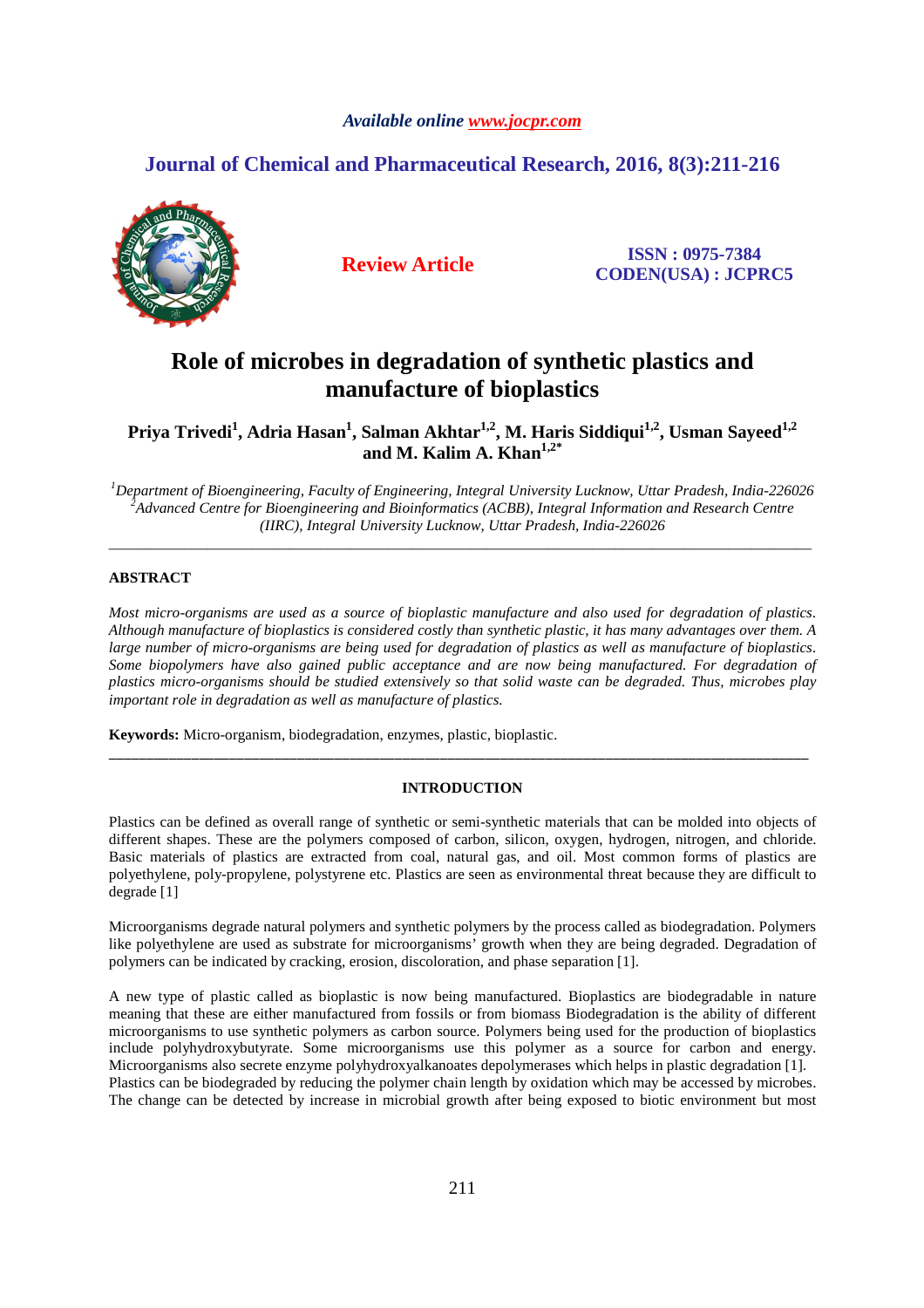Available online www.jocpr.com

## Journal of Chemical and Pharmaceutical Research, 2016, 8(3):211-216

**Review Article**

ISSN : 0975-7384
CODEN(USA) : JCPRC5

# Role of microbes in degradation of synthetic plastics and manufacture of bioplastics

**Priya Trivedi[1], Adria Hasan[1], Salman Akhtar[1,2], M. Haris Siddiqui[1,2], Usman Sayeed[1,2] and M. Kalim A. Khan[1,2*]**

*[1]Department of Bioengineering, Faculty of Engineering, Integral University Lucknow, Uttar Pradesh, India-226026*
*[2]Advanced Centre for Bioengineering and Bioinformatics (ACBB), Integral Information and Research Centre (IIRC), Integral University Lucknow, Uttar Pradesh, India-226026*

---

## ABSTRACT

*Most micro-organisms are used as a source of bioplastic manufacture and also used for degradation of plastics. Although manufacture of bioplastics is considered costly than synthetic plastic, it has many advantages over them. A large number of micro-organisms are being used for degradation of plastics as well as manufacture of bioplastics. Some biopolymers have also gained public acceptance and are now being manufactured. For degradation of plastics micro-organisms should be studied extensively so that solid waste can be degraded. Thus, microbes play important role in degradation as well as manufacture of plastics.*

**Keywords:** Micro-organism, biodegradation, enzymes, plastic, bioplastic.

---

## INTRODUCTION

Plastics can be defined as overall range of synthetic or semi-synthetic materials that can be molded into objects of different shapes. These are the polymers composed of carbon, silicon, oxygen, hydrogen, nitrogen, and chloride. Basic materials of plastics are extracted from coal, natural gas, and oil. Most common forms of plastics are polyethylene, poly-propylene, polystyrene etc. Plastics are seen as environmental threat because they are difficult to degrade [1]

Microorganisms degrade natural polymers and synthetic polymers by the process called as biodegradation. Polymers like polyethylene are used as substrate for microorganisms' growth when they are being degraded. Degradation of polymers can be indicated by cracking, erosion, discoloration, and phase separation [1].

A new type of plastic called as bioplastic is now being manufactured. Bioplastics are biodegradable in nature meaning that these are either manufactured from fossils or from biomass Biodegradation is the ability of different microorganisms to use synthetic polymers as carbon source. Polymers being used for the production of bioplastics include polyhydroxybutyrate. Some microorganisms use this polymer as a source for carbon and energy. Microorganisms also secrete enzyme polyhydroxyalkanoates depolymerases which helps in plastic degradation [1].
Plastics can be biodegraded by reducing the polymer chain length by oxidation which may be accessed by microbes. The change can be detected by increase in microbial growth after being exposed to biotic environment but most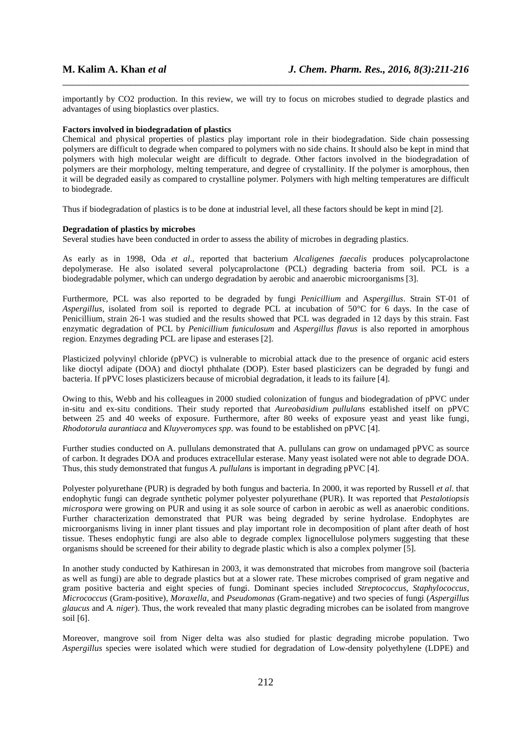importantly by CO2 production. In this review, we will try to focus on microbes studied to degrade plastics and advantages of using bioplastics over plastics.

**Factors involved in biodegradation of plastics**

Chemical and physical properties of plastics play important role in their biodegradation. Side chain possessing polymers are difficult to degrade when compared to polymers with no side chains. It should also be kept in mind that polymers with high molecular weight are difficult to degrade. Other factors involved in the biodegradation of polymers are their morphology, melting temperature, and degree of crystallinity. If the polymer is amorphous, then it will be degraded easily as compared to crystalline polymer. Polymers with high melting temperatures are difficult to biodegrade.

Thus if biodegradation of plastics is to be done at industrial level, all these factors should be kept in mind [2].

**Degradation of plastics by microbes**

Several studies have been conducted in order to assess the ability of microbes in degrading plastics.

As early as in 1998, Oda *et al.*, reported that bacterium *Alcaligenes faecalis* produces polycaprolactone depolymerase. He also isolated several polycaprolactone (PCL) degrading bacteria from soil. PCL is a biodegradable polymer, which can undergo degradation by aerobic and anaerobic microorganisms [3].

Furthermore, PCL was also reported to be degraded by fungi *Penicillium* and A*spergillus*. Strain ST-01 of *Aspergillus*, isolated from soil is reported to degrade PCL at incubation of 50°C for 6 days. In the case of Penicillium, strain 26-1 was studied and the results showed that PCL was degraded in 12 days by this strain. Fast enzymatic degradation of PCL by *Penicillium funiculosum* and *Aspergillus flavus* is also reported in amorphous region. Enzymes degrading PCL are lipase and esterases [2].

Plasticized polyvinyl chloride (pPVC) is vulnerable to microbial attack due to the presence of organic acid esters like dioctyl adipate (DOA) and dioctyl phthalate (DOP). Ester based plasticizers can be degraded by fungi and bacteria. If pPVC loses plasticizers because of microbial degradation, it leads to its failure [4].

Owing to this, Webb and his colleagues in 2000 studied colonization of fungus and biodegradation of pPVC under in-situ and ex-situ conditions. Their study reported that *Aureobasidium pullulans* established itself on pPVC between 25 and 40 weeks of exposure. Furthermore, after 80 weeks of exposure yeast and yeast like fungi, *Rhodotorula aurantiaca* and *Kluyveromyces spp*. was found to be established on pPVC [4].

Further studies conducted on A. pullulans demonstrated that A. pullulans can grow on undamaged pPVC as source of carbon. It degrades DOA and produces extracellular esterase. Many yeast isolated were not able to degrade DOA. Thus, this study demonstrated that fungus *A. pullulans* is important in degrading pPVC [4].

Polyester polyurethane (PUR) is degraded by both fungus and bacteria. In 2000, it was reported by Russell *et al.* that endophytic fungi can degrade synthetic polymer polyester polyurethane (PUR). It was reported that *Pestalotiopsis microspora* were growing on PUR and using it as sole source of carbon in aerobic as well as anaerobic conditions. Further characterization demonstrated that PUR was being degraded by serine hydrolase. Endophytes are microorganisms living in inner plant tissues and play important role in decomposition of plant after death of host tissue. Theses endophytic fungi are also able to degrade complex lignocellulose polymers suggesting that these organisms should be screened for their ability to degrade plastic which is also a complex polymer [5].

In another study conducted by Kathiresan in 2003, it was demonstrated that microbes from mangrove soil (bacteria as well as fungi) are able to degrade plastics but at a slower rate. These microbes comprised of gram negative and gram positive bacteria and eight species of fungi. Dominant species included *Streptococcus, Staphylococcus, Micrococcus* (Gram-positive), *Moraxella,* and *Pseudomonas* (Gram-negative) and two species of fungi (*Aspergillus glaucus* and *A. niger*). Thus, the work revealed that many plastic degrading microbes can be isolated from mangrove soil [6].

Moreover, mangrove soil from Niger delta was also studied for plastic degrading microbe population. Two *Aspergillus* species were isolated which were studied for degradation of Low-density polyethylene (LDPE) and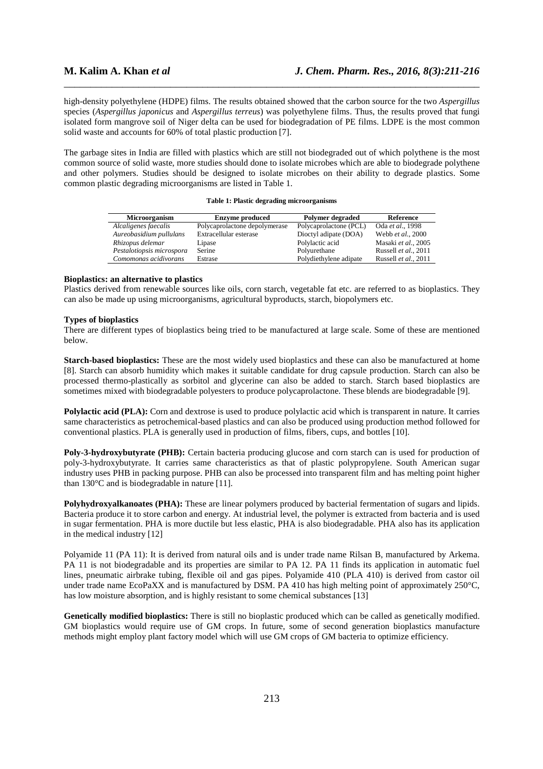high-density polyethylene (HDPE) films. The results obtained showed that the carbon source for the two *Aspergillus* species (*Aspergillus japonicus* and *Aspergillus terreus*) was polyethylene films. Thus, the results proved that fungi isolated form mangrove soil of Niger delta can be used for biodegradation of PE films. LDPE is the most common solid waste and accounts for 60% of total plastic production [7].

The garbage sites in India are filled with plastics which are still not biodegraded out of which polythene is the most common source of solid waste, more studies should done to isolate microbes which are able to biodegrade polythene and other polymers. Studies should be designed to isolate microbes on their ability to degrade plastics. Some common plastic degrading microorganisms are listed in Table 1.

**Table 1: Plastic degrading microorganisms**

| Microorganism | Enzyme produced | Polymer degraded | Reference |
|---|---|---|---|
| *Alcaligenes faecalis* | Polycaprolactone depolymerase | Polycaprolactone (PCL) | Oda *et al*., 1998 |
| *Aureobasidium pullulans* | Extracellular esterase | Dioctyl adipate (DOA) | Webb *et al*., 2000 |
| *Rhizopus delemar* | Lipase | Polylactic acid | Masaki *et al*., 2005 |
| *Pestalotiopsis microspora* | Serine | Polyurethane | Russell *et al*., 2011 |
| *Comomonas acidivorans* | Estrase | Polydiethylene adipate | Russell *et al*., 2011 |

**Bioplastics: an alternative to plastics**

Plastics derived from renewable sources like oils, corn starch, vegetable fat etc. are referred to as bioplastics. They can also be made up using microorganisms, agricultural byproducts, starch, biopolymers etc.

**Types of bioplastics**

There are different types of bioplastics being tried to be manufactured at large scale. Some of these are mentioned below.

**Starch-based bioplastics:** These are the most widely used bioplastics and these can also be manufactured at home [8]. Starch can absorb humidity which makes it suitable candidate for drug capsule production. Starch can also be processed thermo-plastically as sorbitol and glycerine can also be added to starch. Starch based bioplastics are sometimes mixed with biodegradable polyesters to produce polycaprolactone. These blends are biodegradable [9].

**Polylactic acid (PLA):** Corn and dextrose is used to produce polylactic acid which is transparent in nature. It carries same characteristics as petrochemical-based plastics and can also be produced using production method followed for conventional plastics. PLA is generally used in production of films, fibers, cups, and bottles [10].

**Poly-3-hydroxybutyrate (PHB):** Certain bacteria producing glucose and corn starch can is used for production of poly-3-hydroxybutyrate. It carries same characteristics as that of plastic polypropylene. South American sugar industry uses PHB in packing purpose. PHB can also be processed into transparent film and has melting point higher than 130°C and is biodegradable in nature [11].

**Polyhydroxyalkanoates (PHA):** These are linear polymers produced by bacterial fermentation of sugars and lipids. Bacteria produce it to store carbon and energy. At industrial level, the polymer is extracted from bacteria and is used in sugar fermentation. PHA is more ductile but less elastic, PHA is also biodegradable. PHA also has its application in the medical industry [12]

Polyamide 11 (PA 11): It is derived from natural oils and is under trade name Rilsan B, manufactured by Arkema. PA 11 is not biodegradable and its properties are similar to PA 12. PA 11 finds its application in automatic fuel lines, pneumatic airbrake tubing, flexible oil and gas pipes. Polyamide 410 (PLA 410) is derived from castor oil under trade name EcoPaXX and is manufactured by DSM. PA 410 has high melting point of approximately 250°C, has low moisture absorption, and is highly resistant to some chemical substances [13]

**Genetically modified bioplastics:** There is still no bioplastic produced which can be called as genetically modified. GM bioplastics would require use of GM crops. In future, some of second generation bioplastics manufacture methods might employ plant factory model which will use GM crops of GM bacteria to optimize efficiency.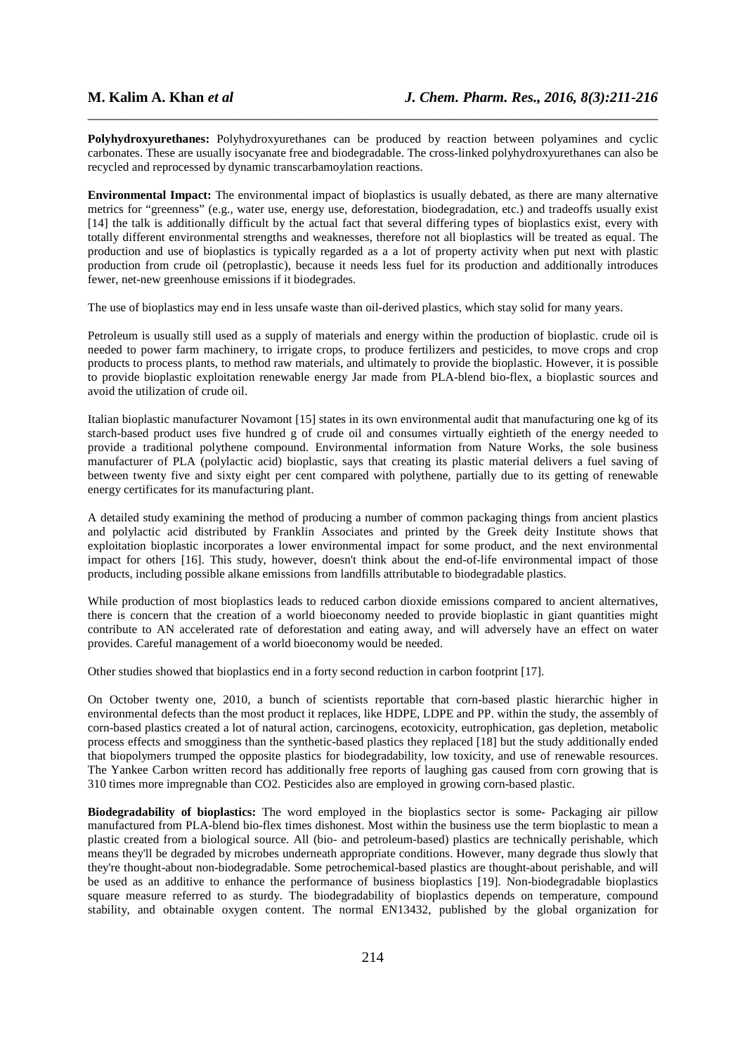**Polyhydroxyurethanes:** Polyhydroxyurethanes can be produced by reaction between polyamines and cyclic carbonates. These are usually isocyanate free and biodegradable. The cross-linked polyhydroxyurethanes can also be recycled and reprocessed by dynamic transcarbamoylation reactions.

**Environmental Impact:** The environmental impact of bioplastics is usually debated, as there are many alternative metrics for "greenness" (e.g., water use, energy use, deforestation, biodegradation, etc.) and tradeoffs usually exist [14] the talk is additionally difficult by the actual fact that several differing types of bioplastics exist, every with totally different environmental strengths and weaknesses, therefore not all bioplastics will be treated as equal. The production and use of bioplastics is typically regarded as a a lot of property activity when put next with plastic production from crude oil (petroplastic), because it needs less fuel for its production and additionally introduces fewer, net-new greenhouse emissions if it biodegrades.

The use of bioplastics may end in less unsafe waste than oil-derived plastics, which stay solid for many years.

Petroleum is usually still used as a supply of materials and energy within the production of bioplastic. crude oil is needed to power farm machinery, to irrigate crops, to produce fertilizers and pesticides, to move crops and crop products to process plants, to method raw materials, and ultimately to provide the bioplastic. However, it is possible to provide bioplastic exploitation renewable energy Jar made from PLA-blend bio-flex, a bioplastic sources and avoid the utilization of crude oil.

Italian bioplastic manufacturer Novamont [15] states in its own environmental audit that manufacturing one kg of its starch-based product uses five hundred g of crude oil and consumes virtually eightieth of the energy needed to provide a traditional polythene compound. Environmental information from Nature Works, the sole business manufacturer of PLA (polylactic acid) bioplastic, says that creating its plastic material delivers a fuel saving of between twenty five and sixty eight per cent compared with polythene, partially due to its getting of renewable energy certificates for its manufacturing plant.

A detailed study examining the method of producing a number of common packaging things from ancient plastics and polylactic acid distributed by Franklin Associates and printed by the Greek deity Institute shows that exploitation bioplastic incorporates a lower environmental impact for some product, and the next environmental impact for others [16]. This study, however, doesn't think about the end-of-life environmental impact of those products, including possible alkane emissions from landfills attributable to biodegradable plastics.

While production of most bioplastics leads to reduced carbon dioxide emissions compared to ancient alternatives, there is concern that the creation of a world bioeconomy needed to provide bioplastic in giant quantities might contribute to AN accelerated rate of deforestation and eating away, and will adversely have an effect on water provides. Careful management of a world bioeconomy would be needed.

Other studies showed that bioplastics end in a forty second reduction in carbon footprint [17].

On October twenty one, 2010, a bunch of scientists reportable that corn-based plastic hierarchic higher in environmental defects than the most product it replaces, like HDPE, LDPE and PP. within the study, the assembly of corn-based plastics created a lot of natural action, carcinogens, ecotoxicity, eutrophication, gas depletion, metabolic process effects and smogginess than the synthetic-based plastics they replaced [18] but the study additionally ended that biopolymers trumped the opposite plastics for biodegradability, low toxicity, and use of renewable resources. The Yankee Carbon written record has additionally free reports of laughing gas caused from corn growing that is 310 times more impregnable than $CO_2$. Pesticides also are employed in growing corn-based plastic.

**Biodegradability of bioplastics:** The word employed in the bioplastics sector is some- Packaging air pillow manufactured from PLA-blend bio-flex times dishonest. Most within the business use the term bioplastic to mean a plastic created from a biological source. All (bio- and petroleum-based) plastics are technically perishable, which means they'll be degraded by microbes underneath appropriate conditions. However, many degrade thus slowly that they're thought-about non-biodegradable. Some petrochemical-based plastics are thought-about perishable, and will be used as an additive to enhance the performance of business bioplastics [19]. Non-biodegradable bioplastics square measure referred to as sturdy. The biodegradability of bioplastics depends on temperature, compound stability, and obtainable oxygen content. The normal EN13432, published by the global organization for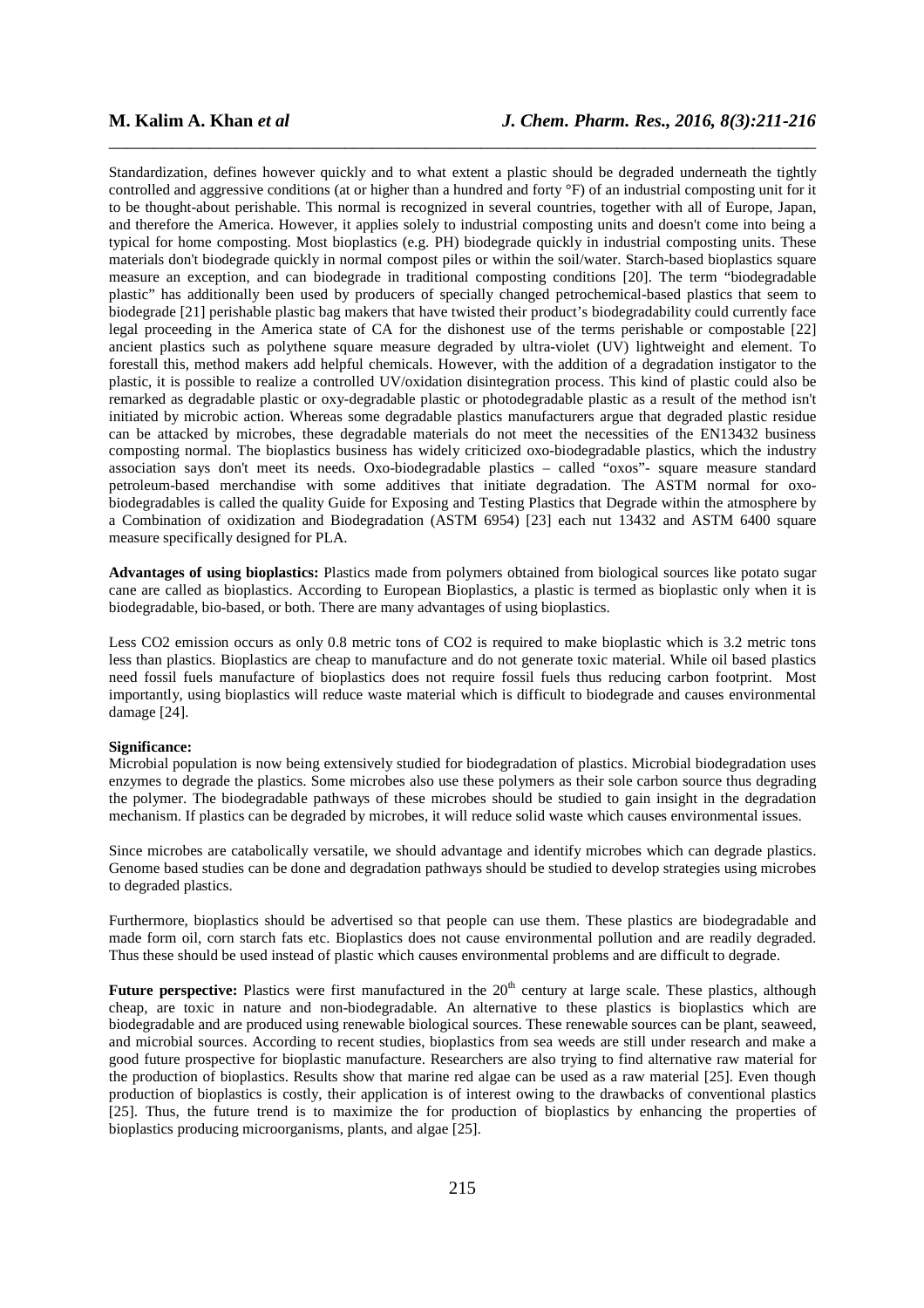Standardization, defines however quickly and to what extent a plastic should be degraded underneath the tightly controlled and aggressive conditions (at or higher than a hundred and forty °F) of an industrial composting unit for it to be thought-about perishable. This normal is recognized in several countries, together with all of Europe, Japan, and therefore the America. However, it applies solely to industrial composting units and doesn't come into being a typical for home composting. Most bioplastics (e.g. PH) biodegrade quickly in industrial composting units. These materials don't biodegrade quickly in normal compost piles or within the soil/water. Starch-based bioplastics square measure an exception, and can biodegrade in traditional composting conditions [20]. The term "biodegradable plastic" has additionally been used by producers of specially changed petrochemical-based plastics that seem to biodegrade [21] perishable plastic bag makers that have twisted their product's biodegradability could currently face legal proceeding in the America state of CA for the dishonest use of the terms perishable or compostable [22] ancient plastics such as polythene square measure degraded by ultra-violet (UV) lightweight and element. To forestall this, method makers add helpful chemicals. However, with the addition of a degradation instigator to the plastic, it is possible to realize a controlled UV/oxidation disintegration process. This kind of plastic could also be remarked as degradable plastic or oxy-degradable plastic or photodegradable plastic as a result of the method isn't initiated by microbic action. Whereas some degradable plastics manufacturers argue that degraded plastic residue can be attacked by microbes, these degradable materials do not meet the necessities of the EN13432 business composting normal. The bioplastics business has widely criticized oxo-biodegradable plastics, which the industry association says don't meet its needs. Oxo-biodegradable plastics – called "oxos"- square measure standard petroleum-based merchandise with some additives that initiate degradation. The ASTM normal for oxo-biodegradables is called the quality Guide for Exposing and Testing Plastics that Degrade within the atmosphere by a Combination of oxidization and Biodegradation (ASTM 6954) [23] each nut 13432 and ASTM 6400 square measure specifically designed for PLA.

**Advantages of using bioplastics:** Plastics made from polymers obtained from biological sources like potato sugar cane are called as bioplastics. According to European Bioplastics, a plastic is termed as bioplastic only when it is biodegradable, bio-based, or both. There are many advantages of using bioplastics.

Less $CO_2$ emission occurs as only 0.8 metric tons of $CO_2$ is required to make bioplastic which is 3.2 metric tons less than plastics. Bioplastics are cheap to manufacture and do not generate toxic material. While oil based plastics need fossil fuels manufacture of bioplastics does not require fossil fuels thus reducing carbon footprint. Most importantly, using bioplastics will reduce waste material which is difficult to biodegrade and causes environmental damage [24].

**Significance:**

Microbial population is now being extensively studied for biodegradation of plastics. Microbial biodegradation uses enzymes to degrade the plastics. Some microbes also use these polymers as their sole carbon source thus degrading the polymer. The biodegradable pathways of these microbes should be studied to gain insight in the degradation mechanism. If plastics can be degraded by microbes, it will reduce solid waste which causes environmental issues.

Since microbes are catabolically versatile, we should advantage and identify microbes which can degrade plastics. Genome based studies can be done and degradation pathways should be studied to develop strategies using microbes to degraded plastics.

Furthermore, bioplastics should be advertised so that people can use them. These plastics are biodegradable and made form oil, corn starch fats etc. Bioplastics does not cause environmental pollution and are readily degraded. Thus these should be used instead of plastic which causes environmental problems and are difficult to degrade.

**Future perspective:** Plastics were first manufactured in the $20^{th}$ century at large scale. These plastics, although cheap, are toxic in nature and non-biodegradable. An alternative to these plastics is bioplastics which are biodegradable and are produced using renewable biological sources. These renewable sources can be plant, seaweed, and microbial sources. According to recent studies, bioplastics from sea weeds are still under research and make a good future prospective for bioplastic manufacture. Researchers are also trying to find alternative raw material for the production of bioplastics. Results show that marine red algae can be used as a raw material [25]. Even though production of bioplastics is costly, their application is of interest owing to the drawbacks of conventional plastics [25]. Thus, the future trend is to maximize the for production of bioplastics by enhancing the properties of bioplastics producing microorganisms, plants, and algae [25].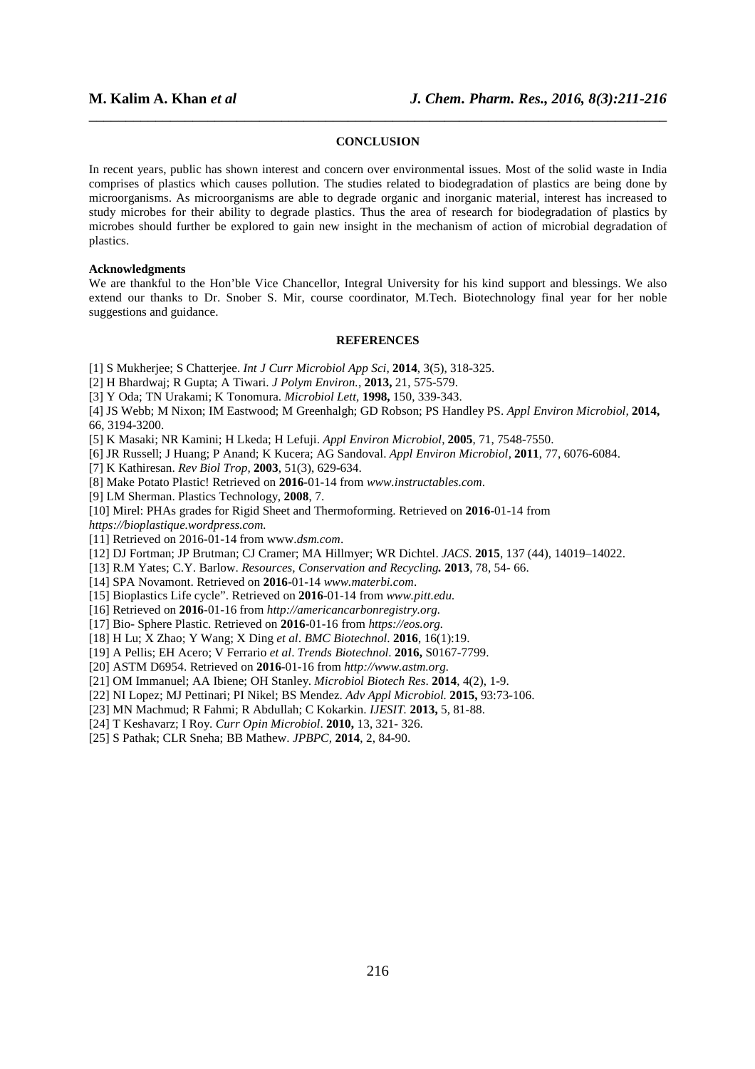## CONCLUSION

In recent years, public has shown interest and concern over environmental issues. Most of the solid waste in India comprises of plastics which causes pollution. The studies related to biodegradation of plastics are being done by microorganisms. As microorganisms are able to degrade organic and inorganic material, interest has increased to study microbes for their ability to degrade plastics. Thus the area of research for biodegradation of plastics by microbes should further be explored to gain new insight in the mechanism of action of microbial degradation of plastics.

### Acknowledgments

We are thankful to the Hon'ble Vice Chancellor, Integral University for his kind support and blessings. We also extend our thanks to Dr. Snober S. Mir, course coordinator, M.Tech. Biotechnology final year for her noble suggestions and guidance.

## REFERENCES

[1] S Mukherjee; S Chatterjee. *Int J Curr Microbiol App Sci*, **2014**, 3(5), 318-325.
[2] H Bhardwaj; R Gupta; A Tiwari. *J Polym Environ.*, **2013,** 21, 575-579.
[3] Y Oda; TN Urakami; K Tonomura. *Microbiol Lett,* **1998,** 150, 339-343.
[4] JS Webb; M Nixon; IM Eastwood; M Greenhalgh; GD Robson; PS Handley PS. *Appl Environ Microbiol,* **2014,** 66, 3194-3200.
[5] K Masaki; NR Kamini; H Lkeda; H Lefuji. *Appl Environ Microbiol*, **2005**, 71, 7548-7550.
[6] JR Russell; J Huang; P Anand; K Kucera; AG Sandoval. *Appl Environ Microbiol*, **2011**, 77, 6076-6084.
[7] K Kathiresan. *Rev Biol Trop,* **2003**, 51(3), 629-634.
[8] Make Potato Plastic! Retrieved on **2016**-01-14 from *www.instructables.com*.
[9] LM Sherman. Plastics Technology, **2008**, 7.
[10] Mirel: PHAs grades for Rigid Sheet and Thermoforming. Retrieved on **2016**-01-14 from *https://bioplastique.wordpress.com.*
[11] Retrieved on 2016-01-14 from www.*dsm.com*.
[12] DJ Fortman; JP Brutman; CJ Cramer; MA Hillmyer; WR Dichtel. *JACS*. **2015**, 137 (44), 14019–14022.
[13] R.M Yates; C.Y. Barlow. *Resources, Conservation and Recycling.* **2013**, 78, 54- 66.
[14] SPA Novamont. Retrieved on **2016**-01-14 *www.materbi.com*.
[15] Bioplastics Life cycle". Retrieved on **2016**-01-14 from *www.pitt.edu.*
[16] Retrieved on **2016**-01-16 from *http://americancarbonregistry.org.*
[17] Bio- Sphere Plastic. Retrieved on **2016**-01-16 from *https://eos.org.*
[18] H Lu; X Zhao; Y Wang; X Ding *et al*. *BMC Biotechnol.* **2016**, 16(1):19.
[19] A Pellis; EH Acero; V Ferrario *et al*. *Trends Biotechnol.* **2016,** S0167-7799.
[20] ASTM D6954. Retrieved on **2016**-01-16 from *http://www.astm.org.*
[21] OM Immanuel; AA Ibiene; OH Stanley. *Microbiol Biotech Res*. **2014**, 4(2), 1-9.
[22] NI Lopez; MJ Pettinari; PI Nikel; BS Mendez. *Adv Appl Microbiol.* **2015,** 93:73-106.
[23] MN Machmud; R Fahmi; R Abdullah; C Kokarkin. *IJESIT.* **2013,** 5, 81-88.
[24] T Keshavarz; I Roy. *Curr Opin Microbiol*. **2010,** 13, 321- 326.
[25] S Pathak; CLR Sneha; BB Mathew. *JPBPC*, **2014**, 2, 84-90.